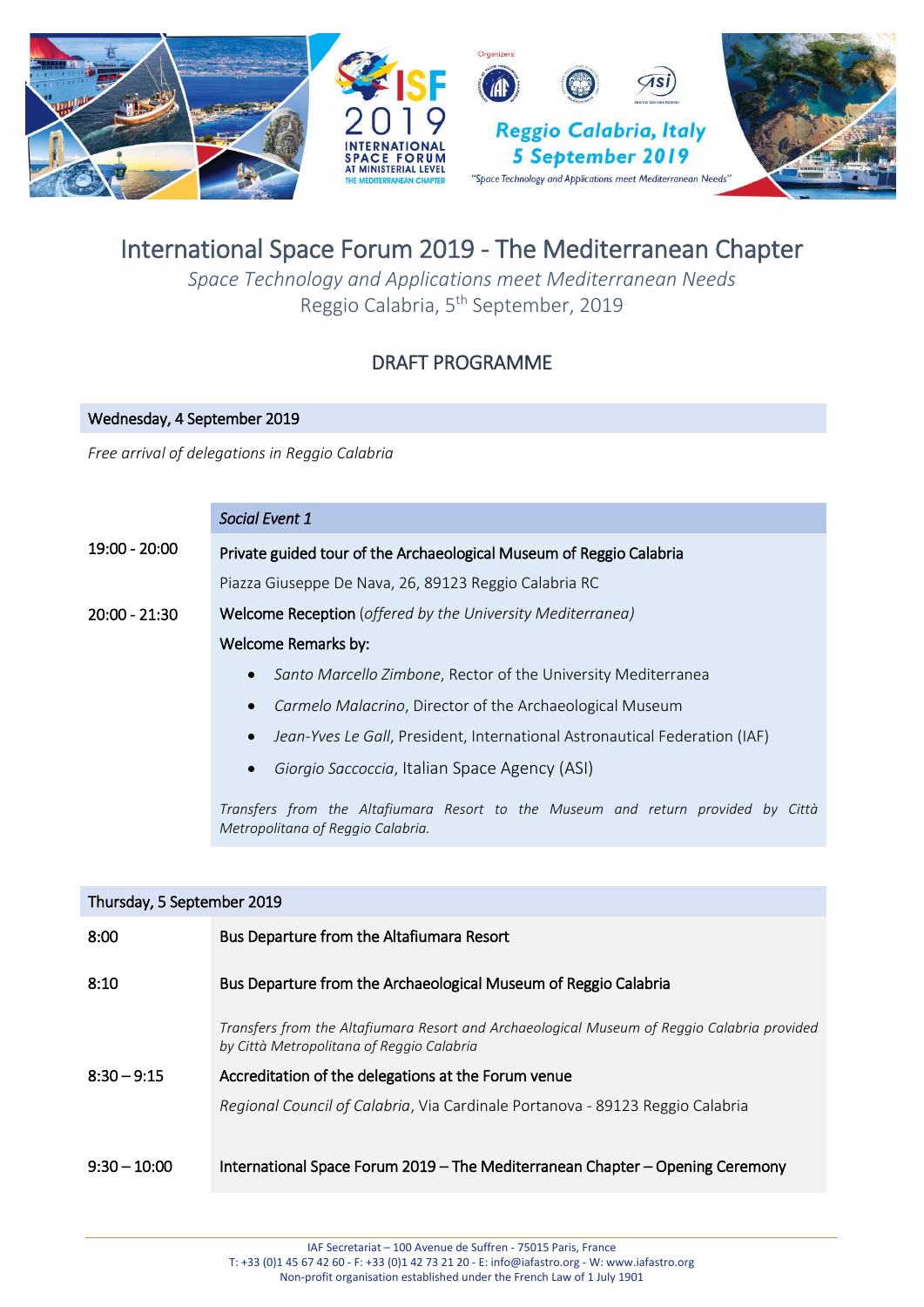# International Space Forum 2019 - The Mediterranean Chapter

*Space Technology and Applications meet Mediterranean Needs*

Reggio Calabria, 5th September, 2019

## DRAFT PROGRAMME

### Wednesday, 4 September 2019

*Free arrival of delegations in Reggio Calabria*

| | *Social Event 1* |
|---|---|
| 19:00 - 20:00 | Private guided tour of the Archaeological Museum of Reggio Calabria |
| | Piazza Giuseppe De Nava, 26, 89123 Reggio Calabria RC |
| 20:00 - 21:30 | Welcome Reception (*offered by the University Mediterranea*) |
| | Welcome Remarks by: |
| | • *Santo Marcello Zimbone*, Rector of the University Mediterranea |
| | • *Carmelo Malacrino*, Director of the Archaeological Museum |
| | • *Jean-Yves Le Gall*, President, International Astronautical Federation (IAF) |
| | • *Giorgio Saccoccia*, Italian Space Agency (ASI) |
| | *Transfers from the Altafiumara Resort to the Museum and return provided by Città Metropolitana of Reggio Calabria.* |

### Thursday, 5 September 2019

| | |
|---|---|
| 8:00 | Bus Departure from the Altafiumara Resort |
| 8:10 | Bus Departure from the Archaeological Museum of Reggio Calabria |
| | *Transfers from the Altafiumara Resort and Archaeological Museum of Reggio Calabria provided by Città Metropolitana of Reggio Calabria* |
| 8:30 – 9:15 | Accreditation of the delegations at the Forum venue |
| | *Regional Council of Calabria*, Via Cardinale Portanova - 89123 Reggio Calabria |
| 9:30 – 10:00 | International Space Forum 2019 – The Mediterranean Chapter – Opening Ceremony |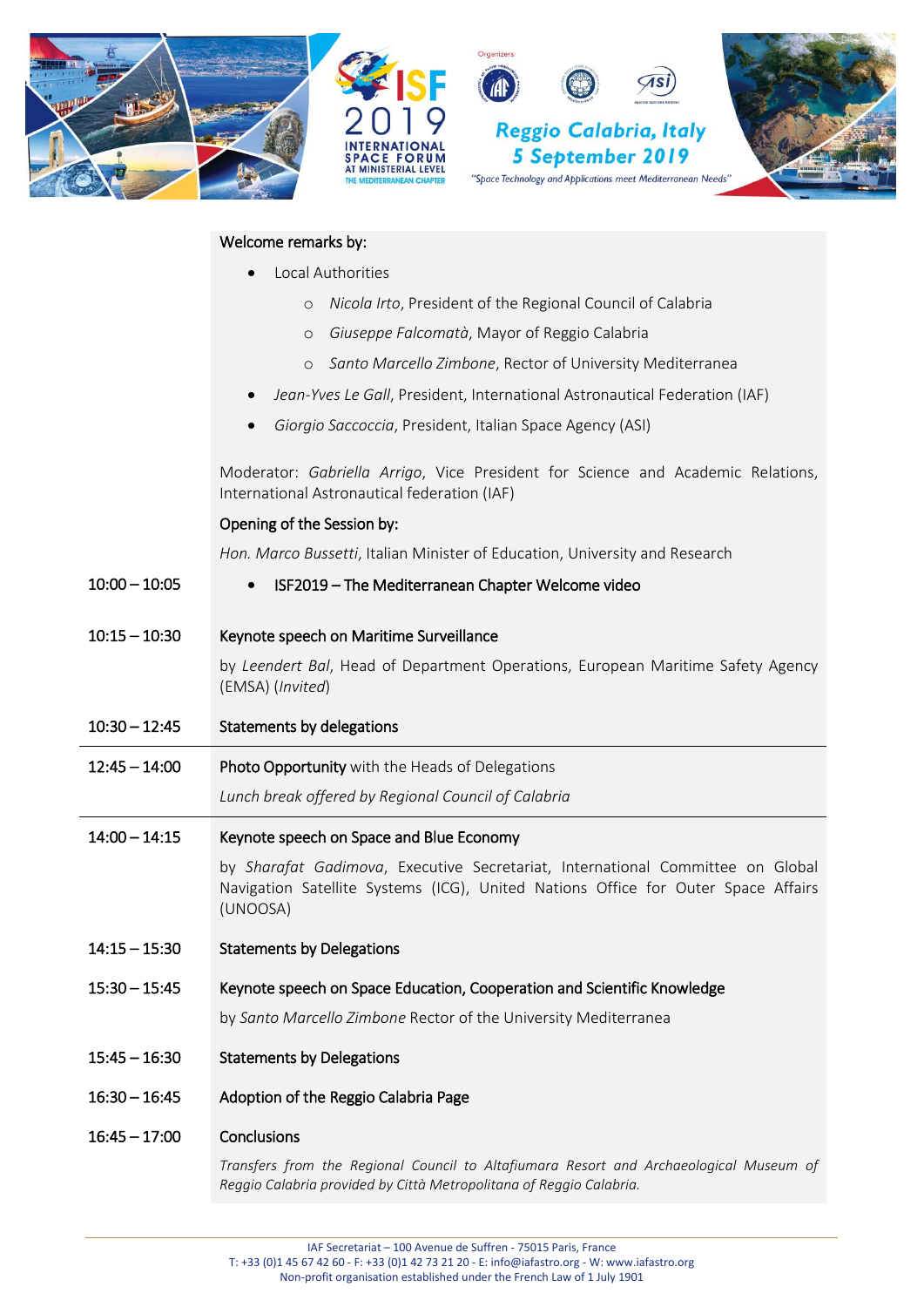Welcome remarks by:

- Local Authorities
  - *Nicola Irto*, President of the Regional Council of Calabria
  - *Giuseppe Falcomatà*, Mayor of Reggio Calabria
  - *Santo Marcello Zimbone*, Rector of University Mediterranea
- *Jean-Yves Le Gall*, President, International Astronautical Federation (IAF)
- *Giorgio Saccoccia*, President, Italian Space Agency (ASI)

Moderator: *Gabriella Arrigo*, Vice President for Science and Academic Relations, International Astronautical federation (IAF)

Opening of the Session by:

*Hon. Marco Bussetti*, Italian Minister of Education, University and Research

| | |
|---|---|
| 10:00 – 10:05 | • ISF2019 – The Mediterranean Chapter Welcome video |
| 10:15 – 10:30 | Keynote speech on Maritime Surveillance<br>by *Leendert Bal*, Head of Department Operations, European Maritime Safety Agency (EMSA) (*Invited*) |
| 10:30 – 12:45 | Statements by delegations |
| 12:45 – 14:00 | **Photo Opportunity** with the Heads of Delegations<br>*Lunch break offered by Regional Council of Calabria* |
| 14:00 – 14:15 | Keynote speech on Space and Blue Economy<br>by *Sharafat Gadimova*, Executive Secretariat, International Committee on Global Navigation Satellite Systems (ICG), United Nations Office for Outer Space Affairs (UNOOSA) |
| 14:15 – 15:30 | Statements by Delegations |
| 15:30 – 15:45 | Keynote speech on Space Education, Cooperation and Scientific Knowledge<br>by *Santo Marcello Zimbone* Rector of the University Mediterranea |
| 15:45 – 16:30 | Statements by Delegations |
| 16:30 – 16:45 | Adoption of the Reggio Calabria Page |
| 16:45 – 17:00 | Conclusions<br>*Transfers from the Regional Council to Altafiumara Resort and Archaeological Museum of Reggio Calabria provided by Città Metropolitana of Reggio Calabria.* |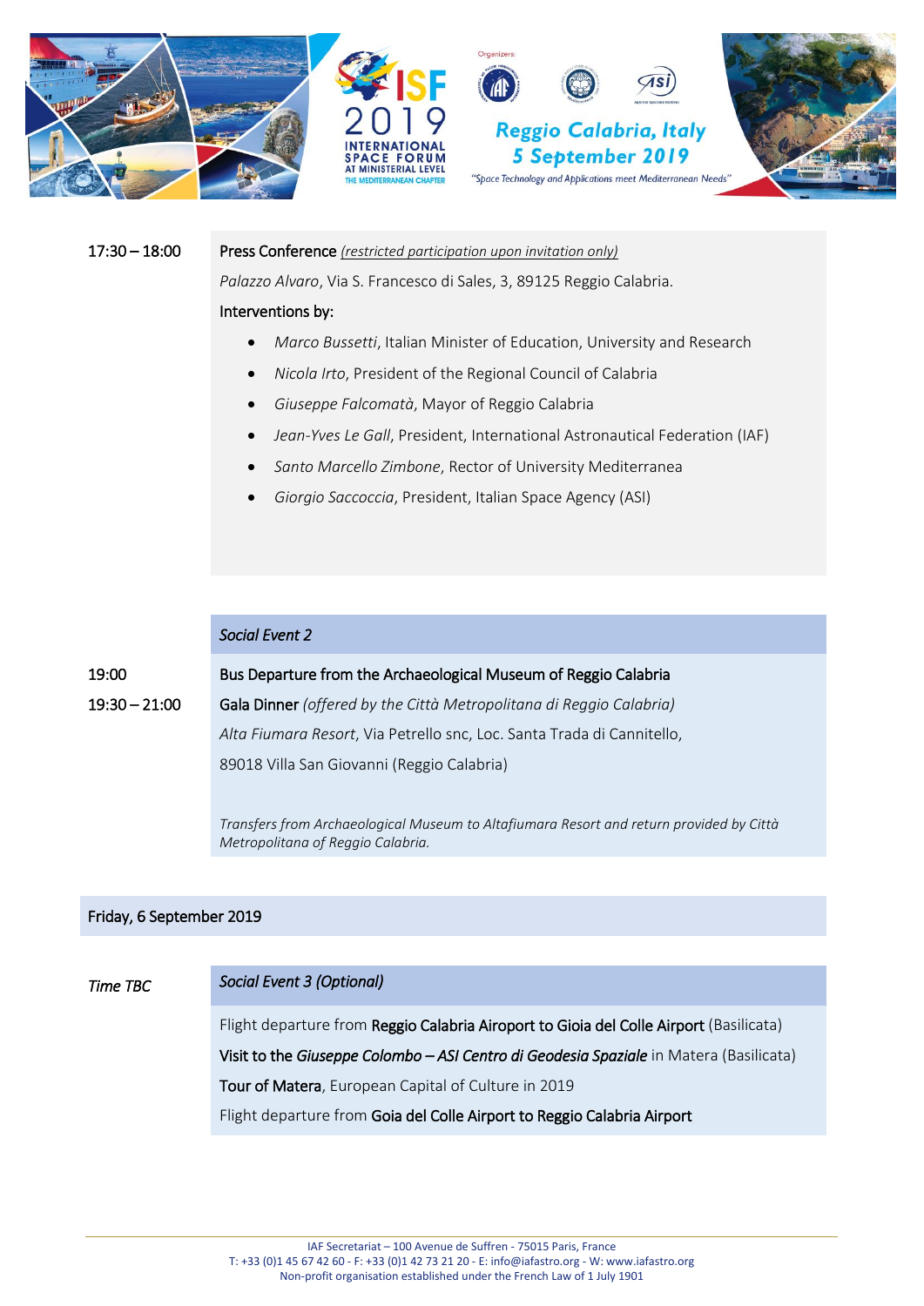| | |
|---|---|
| 17:30 – 18:00 | Press Conference *(restricted participation upon invitation only)* |
| | *Palazzo Alvaro*, Via S. Francesco di Sales, 3, 89125 Reggio Calabria. |
| | Interventions by: |
| | • *Marco Bussetti*, Italian Minister of Education, University and Research |
| | • *Nicola Irto*, President of the Regional Council of Calabria |
| | • *Giuseppe Falcomatà*, Mayor of Reggio Calabria |
| | • *Jean-Yves Le Gall*, President, International Astronautical Federation (IAF) |
| | • *Santo Marcello Zimbone*, Rector of University Mediterranea |
| | • *Giorgio Saccoccia*, President, Italian Space Agency (ASI) |

| | |
|---|---|
| | *Social Event 2* |
| 19:00 | Bus Departure from the Archaeological Museum of Reggio Calabria |
| 19:30 – 21:00 | Gala Dinner *(offered by the Città Metropolitana di Reggio Calabria)* |
| | *Alta Fiumara Resort*, Via Petrello snc, Loc. Santa Trada di Cannitello, 89018 Villa San Giovanni (Reggio Calabria) |
| | *Transfers from Archaeological Museum to Altafiumara Resort and return provided by Città Metropolitana of Reggio Calabria.* |

## Friday, 6 September 2019

| | |
|---|---|
| *Time TBC* | *Social Event 3 (Optional)* |
| | Flight departure from Reggio Calabria Airoport to Gioia del Colle Airport (Basilicata) |
| | Visit to the *Giuseppe Colombo – ASI Centro di Geodesia Spaziale* in Matera (Basilicata) |
| | Tour of Matera, European Capital of Culture in 2019 |
| | Flight departure from Goia del Colle Airport to Reggio Calabria Airport |